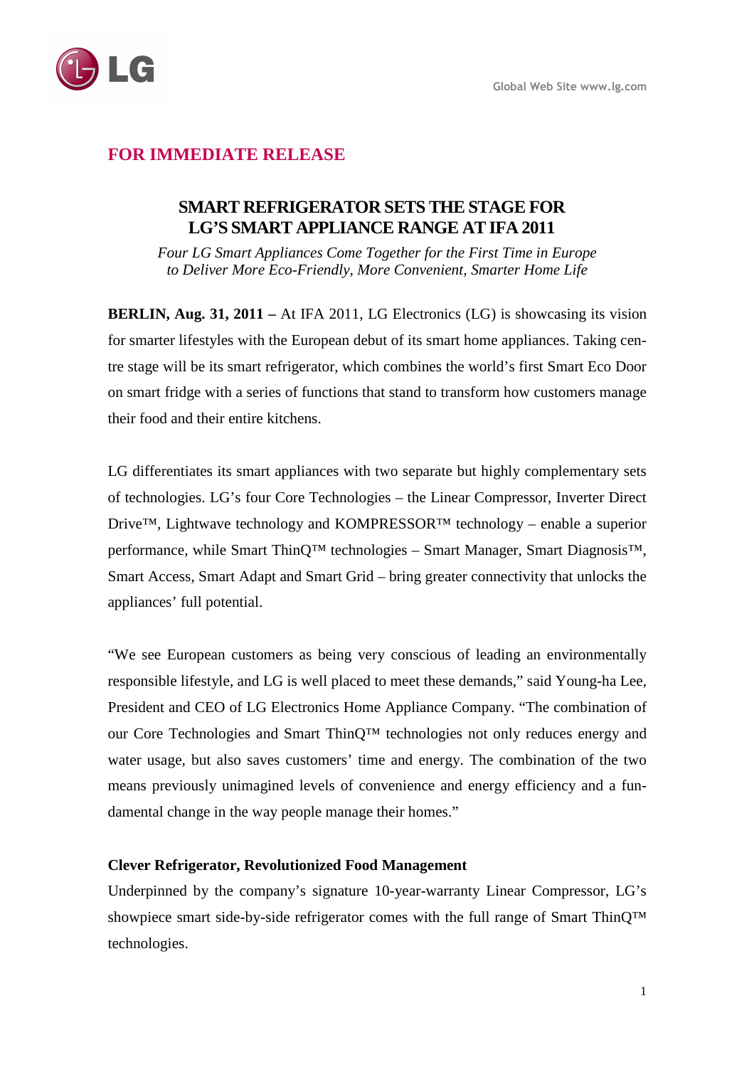Global Web Site www.lg.com

**FOR IMMEDIATE RELEASE**

# SMART REFRIGERATOR SETS THE STAGE FOR LG'S SMART APPLIANCE RANGE AT IFA 2011

*Four LG Smart Appliances Come Together for the First Time in Europe to Deliver More Eco-Friendly, More Convenient, Smarter Home Life*

**BERLIN, Aug. 31, 2011 –** At IFA 2011, LG Electronics (LG) is showcasing its vision for smarter lifestyles with the European debut of its smart home appliances. Taking centre stage will be its smart refrigerator, which combines the world's first Smart Eco Door on smart fridge with a series of functions that stand to transform how customers manage their food and their entire kitchens.

LG differentiates its smart appliances with two separate but highly complementary sets of technologies. LG's four Core Technologies – the Linear Compressor, Inverter Direct Drive™, Lightwave technology and KOMPRESSOR™ technology – enable a superior performance, while Smart ThinQ™ technologies – Smart Manager, Smart Diagnosis™, Smart Access, Smart Adapt and Smart Grid – bring greater connectivity that unlocks the appliances' full potential.

"We see European customers as being very conscious of leading an environmentally responsible lifestyle, and LG is well placed to meet these demands," said Young-ha Lee, President and CEO of LG Electronics Home Appliance Company. "The combination of our Core Technologies and Smart ThinQ™ technologies not only reduces energy and water usage, but also saves customers' time and energy. The combination of the two means previously unimagined levels of convenience and energy efficiency and a fundamental change in the way people manage their homes."

**Clever Refrigerator, Revolutionized Food Management**

Underpinned by the company's signature 10-year-warranty Linear Compressor, LG's showpiece smart side-by-side refrigerator comes with the full range of Smart ThinQ™ technologies.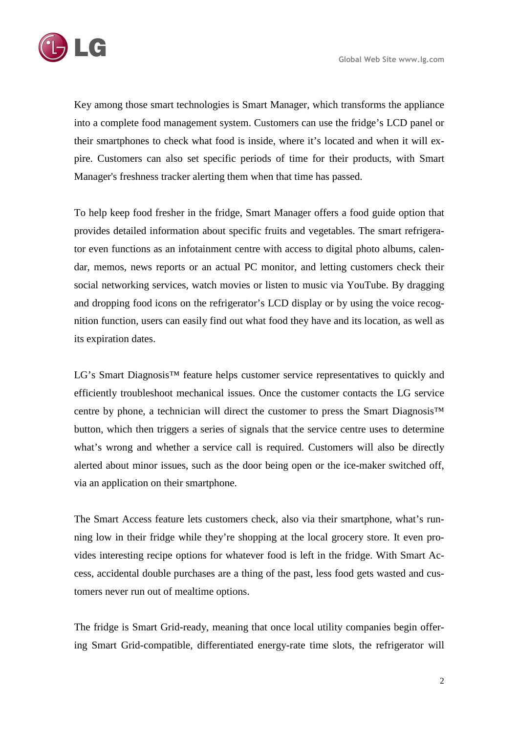Key among those smart technologies is Smart Manager, which transforms the appliance into a complete food management system. Customers can use the fridge's LCD panel or their smartphones to check what food is inside, where it's located and when it will expire. Customers can also set specific periods of time for their products, with Smart Manager's freshness tracker alerting them when that time has passed.

To help keep food fresher in the fridge, Smart Manager offers a food guide option that provides detailed information about specific fruits and vegetables. The smart refrigerator even functions as an infotainment centre with access to digital photo albums, calendar, memos, news reports or an actual PC monitor, and letting customers check their social networking services, watch movies or listen to music via YouTube. By dragging and dropping food icons on the refrigerator's LCD display or by using the voice recognition function, users can easily find out what food they have and its location, as well as its expiration dates.

LG's Smart Diagnosis™ feature helps customer service representatives to quickly and efficiently troubleshoot mechanical issues. Once the customer contacts the LG service centre by phone, a technician will direct the customer to press the Smart Diagnosis™ button, which then triggers a series of signals that the service centre uses to determine what's wrong and whether a service call is required. Customers will also be directly alerted about minor issues, such as the door being open or the ice-maker switched off, via an application on their smartphone.

The Smart Access feature lets customers check, also via their smartphone, what's running low in their fridge while they're shopping at the local grocery store. It even provides interesting recipe options for whatever food is left in the fridge. With Smart Access, accidental double purchases are a thing of the past, less food gets wasted and customers never run out of mealtime options.

The fridge is Smart Grid-ready, meaning that once local utility companies begin offering Smart Grid-compatible, differentiated energy-rate time slots, the refrigerator will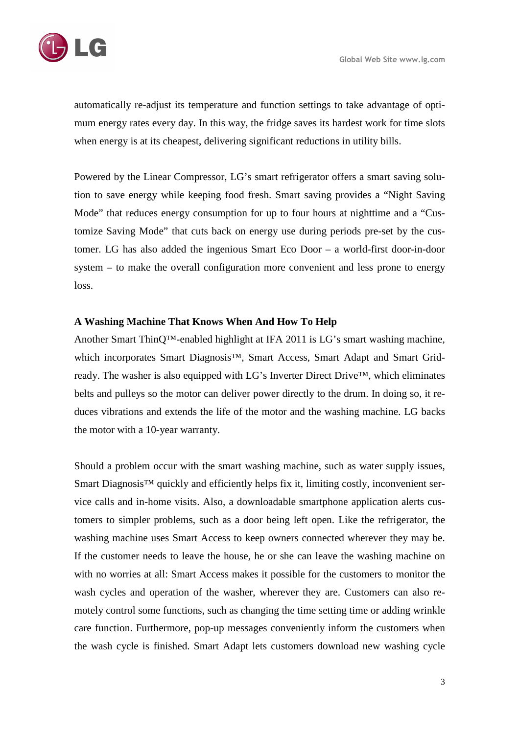automatically re-adjust its temperature and function settings to take advantage of optimum energy rates every day. In this way, the fridge saves its hardest work for time slots when energy is at its cheapest, delivering significant reductions in utility bills.

Powered by the Linear Compressor, LG's smart refrigerator offers a smart saving solution to save energy while keeping food fresh. Smart saving provides a "Night Saving Mode" that reduces energy consumption for up to four hours at nighttime and a "Customize Saving Mode" that cuts back on energy use during periods pre-set by the customer. LG has also added the ingenious Smart Eco Door – a world-first door-in-door system – to make the overall configuration more convenient and less prone to energy loss.

**A Washing Machine That Knows When And How To Help**

Another Smart ThinQ™-enabled highlight at IFA 2011 is LG's smart washing machine, which incorporates Smart Diagnosis™, Smart Access, Smart Adapt and Smart Grid-ready. The washer is also equipped with LG's Inverter Direct Drive™, which eliminates belts and pulleys so the motor can deliver power directly to the drum. In doing so, it reduces vibrations and extends the life of the motor and the washing machine. LG backs the motor with a 10-year warranty.

Should a problem occur with the smart washing machine, such as water supply issues, Smart Diagnosis™ quickly and efficiently helps fix it, limiting costly, inconvenient service calls and in-home visits. Also, a downloadable smartphone application alerts customers to simpler problems, such as a door being left open. Like the refrigerator, the washing machine uses Smart Access to keep owners connected wherever they may be. If the customer needs to leave the house, he or she can leave the washing machine on with no worries at all: Smart Access makes it possible for the customers to monitor the wash cycles and operation of the washer, wherever they are. Customers can also remotely control some functions, such as changing the time setting time or adding wrinkle care function. Furthermore, pop-up messages conveniently inform the customers when the wash cycle is finished. Smart Adapt lets customers download new washing cycle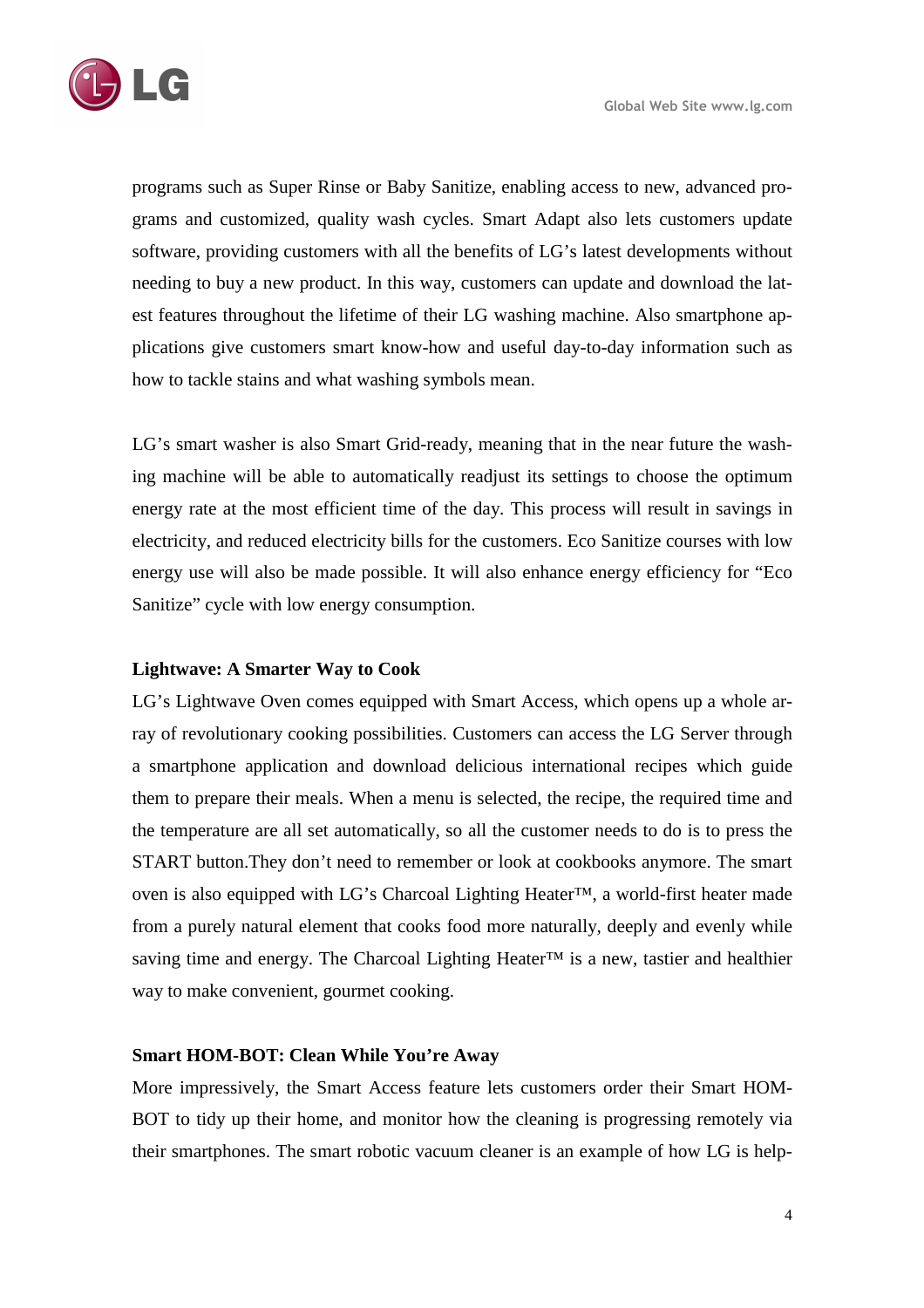programs such as Super Rinse or Baby Sanitize, enabling access to new, advanced programs and customized, quality wash cycles. Smart Adapt also lets customers update software, providing customers with all the benefits of LG's latest developments without needing to buy a new product. In this way, customers can update and download the latest features throughout the lifetime of their LG washing machine. Also smartphone applications give customers smart know-how and useful day-to-day information such as how to tackle stains and what washing symbols mean.

LG's smart washer is also Smart Grid-ready, meaning that in the near future the washing machine will be able to automatically readjust its settings to choose the optimum energy rate at the most efficient time of the day. This process will result in savings in electricity, and reduced electricity bills for the customers. Eco Sanitize courses with low energy use will also be made possible. It will also enhance energy efficiency for "Eco Sanitize" cycle with low energy consumption.

**Lightwave: A Smarter Way to Cook**

LG's Lightwave Oven comes equipped with Smart Access, which opens up a whole array of revolutionary cooking possibilities. Customers can access the LG Server through a smartphone application and download delicious international recipes which guide them to prepare their meals. When a menu is selected, the recipe, the required time and the temperature are all set automatically, so all the customer needs to do is to press the START button.They don't need to remember or look at cookbooks anymore. The smart oven is also equipped with LG's Charcoal Lighting Heater™, a world-first heater made from a purely natural element that cooks food more naturally, deeply and evenly while saving time and energy. The Charcoal Lighting Heater™ is a new, tastier and healthier way to make convenient, gourmet cooking.

**Smart HOM-BOT: Clean While You're Away**

More impressively, the Smart Access feature lets customers order their Smart HOM-BOT to tidy up their home, and monitor how the cleaning is progressing remotely via their smartphones. The smart robotic vacuum cleaner is an example of how LG is help-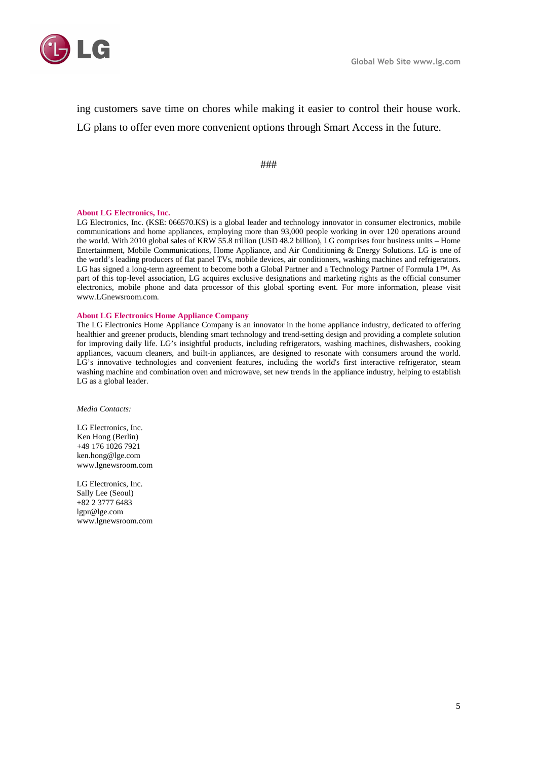ing customers save time on chores while making it easier to control their house work. LG plans to offer even more convenient options through Smart Access in the future.

###

**About LG Electronics, Inc.**

LG Electronics, Inc. (KSE: 066570.KS) is a global leader and technology innovator in consumer electronics, mobile communications and home appliances, employing more than 93,000 people working in over 120 operations around the world. With 2010 global sales of KRW 55.8 trillion (USD 48.2 billion), LG comprises four business units – Home Entertainment, Mobile Communications, Home Appliance, and Air Conditioning & Energy Solutions. LG is one of the world's leading producers of flat panel TVs, mobile devices, air conditioners, washing machines and refrigerators. LG has signed a long-term agreement to become both a Global Partner and a Technology Partner of Formula 1™. As part of this top-level association, LG acquires exclusive designations and marketing rights as the official consumer electronics, mobile phone and data processor of this global sporting event. For more information, please visit www.LGnewsroom.com.

**About LG Electronics Home Appliance Company**

The LG Electronics Home Appliance Company is an innovator in the home appliance industry, dedicated to offering healthier and greener products, blending smart technology and trend-setting design and providing a complete solution for improving daily life. LG's insightful products, including refrigerators, washing machines, dishwashers, cooking appliances, vacuum cleaners, and built-in appliances, are designed to resonate with consumers around the world. LG's innovative technologies and convenient features, including the world's first interactive refrigerator, steam washing machine and combination oven and microwave, set new trends in the appliance industry, helping to establish LG as a global leader.

*Media Contacts:*

LG Electronics, Inc.
Ken Hong (Berlin)
+49 176 1026 7921
ken.hong@lge.com
www.lgnewsroom.com

LG Electronics, Inc.
Sally Lee (Seoul)
+82 2 3777 6483
lgpr@lge.com
www.lgnewsroom.com